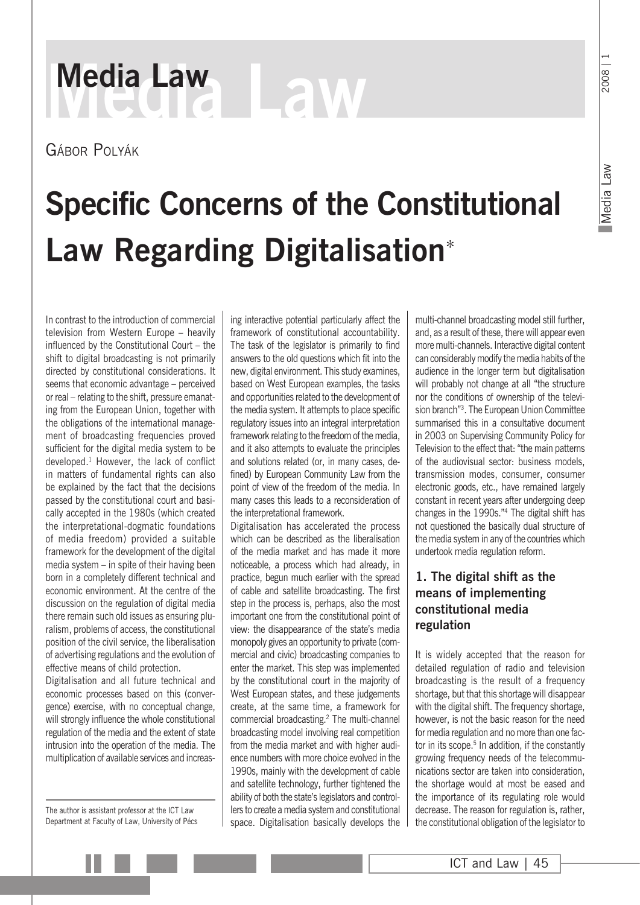# Media Law

Gábor Polyák

# Specific Concerns of the Constitutional Law Regarding Digitalisation*

In contrast to the introduction of commercial television from Western Europe – heavily influenced by the Constitutional Court – the shift to digital broadcasting is not primarily directed by constitutional considerations. It seems that economic advantage – perceived or real – relating to the shift, pressure emanating from the European Union, together with the obligations of the international management of broadcasting frequencies proved sufficient for the digital media system to be developed.[1] However, the lack of conflict in matters of fundamental rights can also be explained by the fact that the decisions passed by the constitutional court and basically accepted in the 1980s (which created the interpretational-dogmatic foundations of media freedom) provided a suitable framework for the development of the digital media system – in spite of their having been born in a completely different technical and economic environment. At the centre of the discussion on the regulation of digital media there remain such old issues as ensuring pluralism, problems of access, the constitutional position of the civil service, the liberalisation of advertising regulations and the evolution of effective means of child protection.

Digitalisation and all future technical and economic processes based on this (convergence) exercise, with no conceptual change, will strongly influence the whole constitutional regulation of the media and the extent of state intrusion into the operation of the media. The multiplication of available services and increasing interactive potential particularly affect the framework of constitutional accountability. The task of the legislator is primarily to find answers to the old questions which fit into the new, digital environment. This study examines, based on West European examples, the tasks and opportunities related to the development of the media system. It attempts to place specific regulatory issues into an integral interpretation framework relating to the freedom of the media, and it also attempts to evaluate the principles and solutions related (or, in many cases, defined) by European Community Law from the point of view of the freedom of the media. In many cases this leads to a reconsideration of the interpretational framework.

Digitalisation has accelerated the process which can be described as the liberalisation of the media market and has made it more noticeable, a process which had already, in practice, begun much earlier with the spread of cable and satellite broadcasting. The first step in the process is, perhaps, also the most important one from the constitutional point of view: the disappearance of the state's media monopoly gives an opportunity to private (commercial and civic) broadcasting companies to enter the market. This step was implemented by the constitutional court in the majority of West European states, and these judgements create, at the same time, a framework for commercial broadcasting.[2] The multi-channel broadcasting model involving real competition from the media market and with higher audience numbers with more choice evolved in the 1990s, mainly with the development of cable and satellite technology, further tightened the ability of both the state's legislators and controllers to create a media system and constitutional space. Digitalisation basically develops the multi-channel broadcasting model still further, and, as a result of these, there will appear even more multi-channels. Interactive digital content can considerably modify the media habits of the audience in the longer term but digitalisation will probably not change at all "the structure nor the conditions of ownership of the television branch"[3]. The European Union Committee summarised this in a consultative document in 2003 on Supervising Community Policy for Television to the effect that: "the main patterns of the audiovisual sector: business models, transmission modes, consumer, consumer electronic goods, etc., have remained largely constant in recent years after undergoing deep changes in the 1990s."[4] The digital shift has not questioned the basically dual structure of the media system in any of the countries which undertook media regulation reform.

## 1. The digital shift as the means of implementing constitutional media regulation

It is widely accepted that the reason for detailed regulation of radio and television broadcasting is the result of a frequency shortage, but that this shortage will disappear with the digital shift. The frequency shortage, however, is not the basic reason for the need for media regulation and no more than one factor in its scope.[5] In addition, if the constantly growing frequency needs of the telecommunications sector are taken into consideration, the shortage would at most be eased and the importance of its regulating role would decrease. The reason for regulation is, rather, the constitutional obligation of the legislator to

The author is assistant professor at the ICT Law Department at Faculty of Law, University of Pécs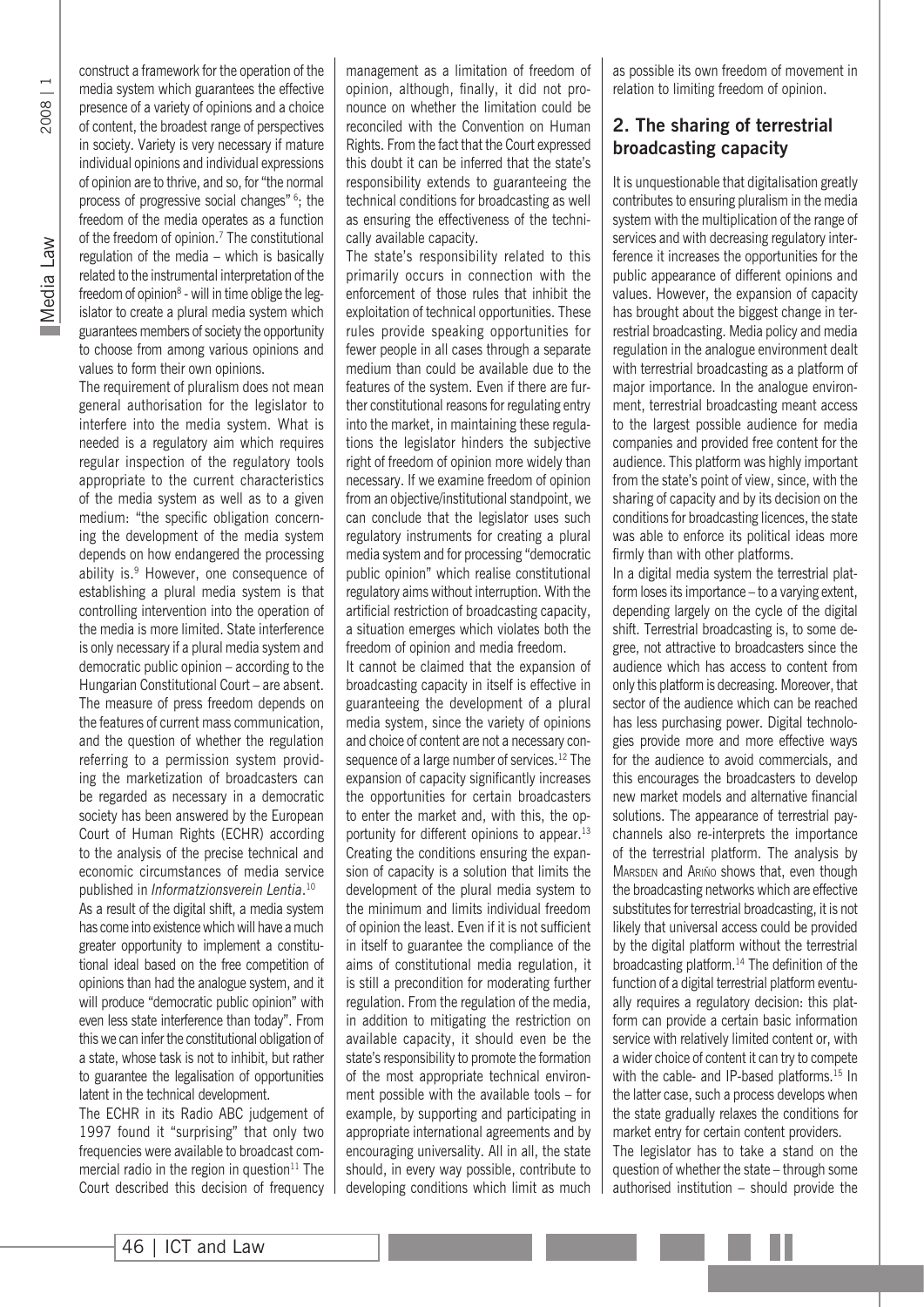construct a framework for the operation of the media system which guarantees the effective presence of a variety of opinions and a choice of content, the broadest range of perspectives in society. Variety is very necessary if mature individual opinions and individual expressions of opinion are to thrive, and so, for "the normal process of progressive social changes" [6]; the freedom of the media operates as a function of the freedom of opinion.[7] The constitutional regulation of the media – which is basically related to the instrumental interpretation of the freedom of opinion[8] - will in time oblige the legislator to create a plural media system which guarantees members of society the opportunity to choose from among various opinions and values to form their own opinions.

The requirement of pluralism does not mean general authorisation for the legislator to interfere into the media system. What is needed is a regulatory aim which requires regular inspection of the regulatory tools appropriate to the current characteristics of the media system as well as to a given medium: "the specific obligation concerning the development of the media system depends on how endangered the processing ability is.[9] However, one consequence of establishing a plural media system is that controlling intervention into the operation of the media is more limited. State interference is only necessary if a plural media system and democratic public opinion – according to the Hungarian Constitutional Court – are absent. The measure of press freedom depends on the features of current mass communication, and the question of whether the regulation referring to a permission system providing the marketization of broadcasters can be regarded as necessary in a democratic society has been answered by the European Court of Human Rights (ECHR) according to the analysis of the precise technical and economic circumstances of media service published in *Informatzionsverein Lentia*.[10]

As a result of the digital shift, a media system has come into existence which will have a much greater opportunity to implement a constitutional ideal based on the free competition of opinions than had the analogue system, and it will produce "democratic public opinion" with even less state interference than today". From this we can infer the constitutional obligation of a state, whose task is not to inhibit, but rather to guarantee the legalisation of opportunities latent in the technical development.

The ECHR in its Radio ABC judgement of 1997 found it "surprising" that only two frequencies were available to broadcast commercial radio in the region in question[11] The Court described this decision of frequency management as a limitation of freedom of opinion, although, finally, it did not pronounce on whether the limitation could be reconciled with the Convention on Human Rights. From the fact that the Court expressed this doubt it can be inferred that the state's responsibility extends to guaranteeing the technical conditions for broadcasting as well as ensuring the effectiveness of the technically available capacity.

The state's responsibility related to this primarily occurs in connection with the enforcement of those rules that inhibit the exploitation of technical opportunities. These rules provide speaking opportunities for fewer people in all cases through a separate medium than could be available due to the features of the system. Even if there are further constitutional reasons for regulating entry into the market, in maintaining these regulations the legislator hinders the subjective right of freedom of opinion more widely than necessary. If we examine freedom of opinion from an objective/institutional standpoint, we can conclude that the legislator uses such regulatory instruments for creating a plural media system and for processing "democratic public opinion" which realise constitutional regulatory aims without interruption. With the artificial restriction of broadcasting capacity, a situation emerges which violates both the freedom of opinion and media freedom.

It cannot be claimed that the expansion of broadcasting capacity in itself is effective in guaranteeing the development of a plural media system, since the variety of opinions and choice of content are not a necessary consequence of a large number of services.[12] The expansion of capacity significantly increases the opportunities for certain broadcasters to enter the market and, with this, the opportunity for different opinions to appear.[13] Creating the conditions ensuring the expansion of capacity is a solution that limits the development of the plural media system to the minimum and limits individual freedom of opinion the least. Even if it is not sufficient in itself to guarantee the compliance of the aims of constitutional media regulation, it is still a precondition for moderating further regulation. From the regulation of the media, in addition to mitigating the restriction on available capacity, it should even be the state's responsibility to promote the formation of the most appropriate technical environment possible with the available tools – for example, by supporting and participating in appropriate international agreements and by encouraging universality. All in all, the state should, in every way possible, contribute to developing conditions which limit as much as possible its own freedom of movement in relation to limiting freedom of opinion.

## 2. The sharing of terrestrial broadcasting capacity

It is unquestionable that digitalisation greatly contributes to ensuring pluralism in the media system with the multiplication of the range of services and with decreasing regulatory interference it increases the opportunities for the public appearance of different opinions and values. However, the expansion of capacity has brought about the biggest change in terrestrial broadcasting. Media policy and media regulation in the analogue environment dealt with terrestrial broadcasting as a platform of major importance. In the analogue environment, terrestrial broadcasting meant access to the largest possible audience for media companies and provided free content for the audience. This platform was highly important from the state's point of view, since, with the sharing of capacity and by its decision on the conditions for broadcasting licences, the state was able to enforce its political ideas more firmly than with other platforms.

In a digital media system the terrestrial platform loses its importance – to a varying extent, depending largely on the cycle of the digital shift. Terrestrial broadcasting is, to some degree, not attractive to broadcasters since the audience which has access to content from only this platform is decreasing. Moreover, that sector of the audience which can be reached has less purchasing power. Digital technologies provide more and more effective ways for the audience to avoid commercials, and this encourages the broadcasters to develop new market models and alternative financial solutions. The appearance of terrestrial pay-channels also re-interprets the importance of the terrestrial platform. The analysis by Marsden and Ariño shows that, even though the broadcasting networks which are effective substitutes for terrestrial broadcasting, it is not likely that universal access could be provided by the digital platform without the terrestrial broadcasting platform.[14] The definition of the function of a digital terrestrial platform eventually requires a regulatory decision: this platform can provide a certain basic information service with relatively limited content or, with a wider choice of content it can try to compete with the cable- and IP-based platforms.[15] In the latter case, such a process develops when the state gradually relaxes the conditions for market entry for certain content providers.

The legislator has to take a stand on the question of whether the state – through some authorised institution – should provide the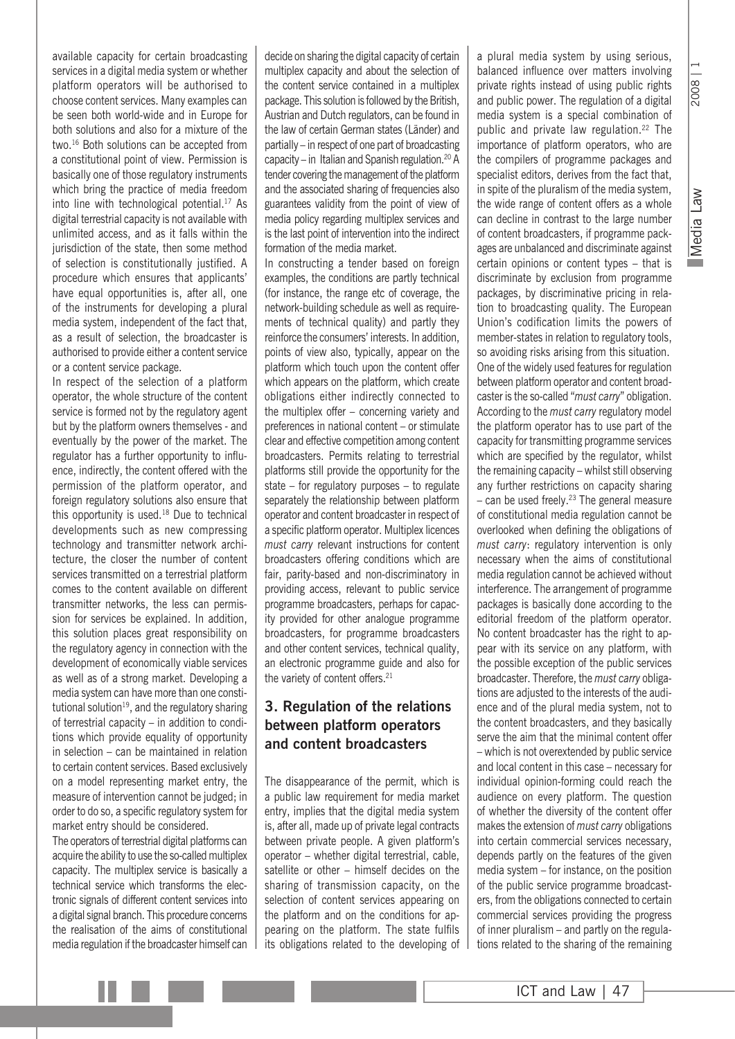available capacity for certain broadcasting services in a digital media system or whether platform operators will be authorised to choose content services. Many examples can be seen both world-wide and in Europe for both solutions and also for a mixture of the two.[16] Both solutions can be accepted from a constitutional point of view. Permission is basically one of those regulatory instruments which bring the practice of media freedom into line with technological potential.[17] As digital terrestrial capacity is not available with unlimited access, and as it falls within the jurisdiction of the state, then some method of selection is constitutionally justified. A procedure which ensures that applicants' have equal opportunities is, after all, one of the instruments for developing a plural media system, independent of the fact that, as a result of selection, the broadcaster is authorised to provide either a content service or a content service package.

In respect of the selection of a platform operator, the whole structure of the content service is formed not by the regulatory agent but by the platform owners themselves - and eventually by the power of the market. The regulator has a further opportunity to influence, indirectly, the content offered with the permission of the platform operator, and foreign regulatory solutions also ensure that this opportunity is used.[18] Due to technical developments such as new compressing technology and transmitter network architecture, the closer the number of content services transmitted on a terrestrial platform comes to the content available on different transmitter networks, the less can permission for services be explained. In addition, this solution places great responsibility on the regulatory agency in connection with the development of economically viable services as well as of a strong market. Developing a media system can have more than one constitutional solution[19], and the regulatory sharing of terrestrial capacity – in addition to conditions which provide equality of opportunity in selection – can be maintained in relation to certain content services. Based exclusively on a model representing market entry, the measure of intervention cannot be judged; in order to do so, a specific regulatory system for market entry should be considered.

The operators of terrestrial digital platforms can acquire the ability to use the so-called multiplex capacity. The multiplex service is basically a technical service which transforms the electronic signals of different content services into a digital signal branch. This procedure concerns the realisation of the aims of constitutional media regulation if the broadcaster himself can decide on sharing the digital capacity of certain multiplex capacity and about the selection of the content service contained in a multiplex package. This solution is followed by the British, Austrian and Dutch regulators, can be found in the law of certain German states (Länder) and partially – in respect of one part of broadcasting capacity – in Italian and Spanish regulation.[20] A tender covering the management of the platform and the associated sharing of frequencies also guarantees validity from the point of view of media policy regarding multiplex services and is the last point of intervention into the indirect formation of the media market.

In constructing a tender based on foreign examples, the conditions are partly technical (for instance, the range etc of coverage, the network-building schedule as well as requirements of technical quality) and partly they reinforce the consumers' interests. In addition, points of view also, typically, appear on the platform which touch upon the content offer which appears on the platform, which create obligations either indirectly connected to the multiplex offer – concerning variety and preferences in national content – or stimulate clear and effective competition among content broadcasters. Permits relating to terrestrial platforms still provide the opportunity for the state – for regulatory purposes – to regulate separately the relationship between platform operator and content broadcaster in respect of a specific platform operator. Multiplex licences *must carry* relevant instructions for content broadcasters offering conditions which are fair, parity-based and non-discriminatory in providing access, relevant to public service programme broadcasters, perhaps for capacity provided for other analogue programme broadcasters, for programme broadcasters and other content services, technical quality, an electronic programme guide and also for the variety of content offers.[21]

## 3. Regulation of the relations between platform operators and content broadcasters

The disappearance of the permit, which is a public law requirement for media market entry, implies that the digital media system is, after all, made up of private legal contracts between private people. A given platform's operator – whether digital terrestrial, cable, satellite or other – himself decides on the sharing of transmission capacity, on the selection of content services appearing on the platform and on the conditions for appearing on the platform. The state fulfils its obligations related to the developing of a plural media system by using serious, balanced influence over matters involving private rights instead of using public rights and public power. The regulation of a digital media system is a special combination of public and private law regulation.[22] The importance of platform operators, who are the compilers of programme packages and specialist editors, derives from the fact that, in spite of the pluralism of the media system, the wide range of content offers as a whole can decline in contrast to the large number of content broadcasters, if programme packages are unbalanced and discriminate against certain opinions or content types – that is discriminate by exclusion from programme packages, by discriminative pricing in relation to broadcasting quality. The European Union's codification limits the powers of member-states in relation to regulatory tools, so avoiding risks arising from this situation.

One of the widely used features for regulation between platform operator and content broadcaster is the so-called "*must carry*" obligation. According to the *must carry* regulatory model the platform operator has to use part of the capacity for transmitting programme services which are specified by the regulator, whilst the remaining capacity – whilst still observing any further restrictions on capacity sharing – can be used freely.[23] The general measure of constitutional media regulation cannot be overlooked when defining the obligations of *must carry*: regulatory intervention is only necessary when the aims of constitutional media regulation cannot be achieved without interference. The arrangement of programme packages is basically done according to the editorial freedom of the platform operator. No content broadcaster has the right to appear with its service on any platform, with the possible exception of the public services broadcaster. Therefore, the *must carry* obligations are adjusted to the interests of the audience and of the plural media system, not to the content broadcasters, and they basically serve the aim that the minimal content offer – which is not overextended by public service and local content in this case – necessary for individual opinion-forming could reach the audience on every platform. The question of whether the diversity of the content offer makes the extension of *must carry* obligations into certain commercial services necessary, depends partly on the features of the given media system – for instance, on the position of the public service programme broadcasters, from the obligations connected to certain commercial services providing the progress of inner pluralism – and partly on the regulations related to the sharing of the remaining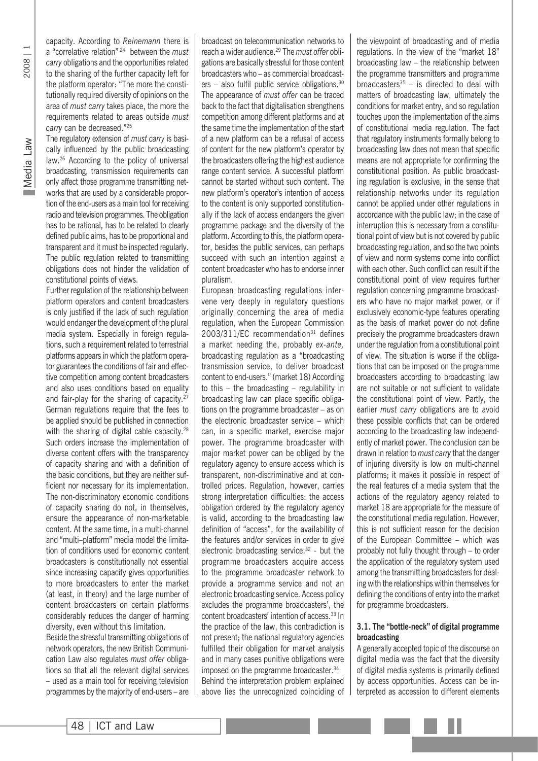capacity. According to *Reinemann* there is a "correlative relation" [24] between the *must carry* obligations and the opportunities related to the sharing of the further capacity left for the platform operator: "The more the constitutionally required diversity of opinions on the area of *must carry* takes place, the more the requirements related to areas outside *must carry* can be decreased."[25]

The regulatory extension of *must carry* is basically influenced by the public broadcasting law.[26] According to the policy of universal broadcasting, transmission requirements can only affect those programme transmitting networks that are used by a considerable proportion of the end-users as a main tool for receiving radio and television programmes. The obligation has to be rational, has to be related to clearly defined public aims, has to be proportional and transparent and it must be inspected regularly. The public regulation related to transmitting obligations does not hinder the validation of constitutional points of views.

Further regulation of the relationship between platform operators and content broadcasters is only justified if the lack of such regulation would endanger the development of the plural media system. Especially in foreign regulations, such a requirement related to terrestrial platforms appears in which the platform operator guarantees the conditions of fair and effective competition among content broadcasters and also uses conditions based on equality and fair-play for the sharing of capacity.[27] German regulations require that the fees to be applied should be published in connection with the sharing of digital cable capacity.[28] Such orders increase the implementation of diverse content offers with the transparency of capacity sharing and with a definition of the basic conditions, but they are neither sufficient nor necessary for its implementation. The non-discriminatory economic conditions of capacity sharing do not, in themselves, ensure the appearance of non-marketable content. At the same time, in a multi-channel and "multi–platform" media model the limitation of conditions used for economic content broadcasters is constitutionally not essential since increasing capacity gives opportunities to more broadcasters to enter the market (at least, in theory) and the large number of content broadcasters on certain platforms considerably reduces the danger of harming diversity, even without this limitation.

Beside the stressful transmitting obligations of network operators, the new British Communication Law also regulates *must offer* obligations so that all the relevant digital services – used as a main tool for receiving television programmes by the majority of end-users – are broadcast on telecommunication networks to reach a wider audience.[29] The *must offer* obligations are basically stressful for those content broadcasters who – as commercial broadcasters – also fulfil public service obligations.[30] The appearance of *must offer* can be traced back to the fact that digitalisation strengthens competition among different platforms and at the same time the implementation of the start of a new platform can be a refusal of access of content for the new platform's operator by the broadcasters offering the highest audience range content service. A successful platform cannot be started without such content. The new platform's operator's intention of access to the content is only supported constitutionally if the lack of access endangers the given programme package and the diversity of the platform. According to this, the platform operator, besides the public services, can perhaps succeed with such an intention against a content broadcaster who has to endorse inner pluralism.

European broadcasting regulations intervene very deeply in regulatory questions originally concerning the area of media regulation, when the European Commission 2003/311/EC recommendation[31] defines a market needing the, probably *ex-ante,* broadcasting regulation as a "broadcasting transmission service, to deliver broadcast content to end-users." (market 18) According to this – the broadcasting – regulability in broadcasting law can place specific obligations on the programme broadcaster – as on the electronic broadcaster service – which can, in a specific market, exercise major power. The programme broadcaster with major market power can be obliged by the regulatory agency to ensure access which is transparent, non-discriminative and at controlled prices. Regulation, however, carries strong interpretation difficulties: the access obligation ordered by the regulatory agency is valid, according to the broadcasting law definition of "access", for the availability of the features and/or services in order to give electronic broadcasting service.[32] - but the programme broadcasters acquire access to the programme broadcaster network to provide a programme service and not an electronic broadcasting service. Access policy excludes the programme broadcasters', the content broadcasters' intention of access.[33] In the practice of the law, this contradiction is not present; the national regulatory agencies fulfilled their obligation for market analysis and in many cases punitive obligations were imposed on the programme broadcaster.[34]

Behind the interpretation problem explained above lies the unrecognized coinciding of the viewpoint of broadcasting and of media regulations. In the view of the "market 18" broadcasting law – the relationship between the programme transmitters and programme broadcasters[35] – is directed to deal with matters of broadcasting law, ultimately the conditions for market entry, and so regulation touches upon the implementation of the aims of constitutional media regulation. The fact that regulatory instruments formally belong to broadcasting law does not mean that specific means are not appropriate for confirming the constitutional position. As public broadcasting regulation is exclusive, in the sense that relationship networks under its regulation cannot be applied under other regulations in accordance with the public law; in the case of interruption this is necessary from a constitutional point of view but is not covered by public broadcasting regulation, and so the two points of view and norm systems come into conflict with each other. Such conflict can result if the constitutional point of view requires further regulation concerning programme broadcasters who have no major market power, or if exclusively economic-type features operating as the basis of market power do not define precisely the programme broadcasters drawn under the regulation from a constitutional point of view. The situation is worse if the obligations that can be imposed on the programme broadcasters according to broadcasting law are not suitable or not sufficient to validate the constitutional point of view. Partly, the earlier *must carry* obligations are to avoid these possible conflicts that can be ordered according to the broadcasting law independently of market power. The conclusion can be drawn in relation to *must carry* that the danger of injuring diversity is low on multi-channel platforms; it makes it possible in respect of the real features of a media system that the actions of the regulatory agency related to market 18 are appropriate for the measure of the constitutional media regulation. However, this is not sufficient reason for the decision of the European Committee – which was probably not fully thought through – to order the application of the regulatory system used among the transmitting broadcasters for dealing with the relationships within themselves for defining the conditions of entry into the market for programme broadcasters.

### 3.1. The "bottle-neck" of digital programme broadcasting

A generally accepted topic of the discourse on digital media was the fact that the diversity of digital media systems is primarily defined by access opportunities. Access can be interpreted as accession to different elements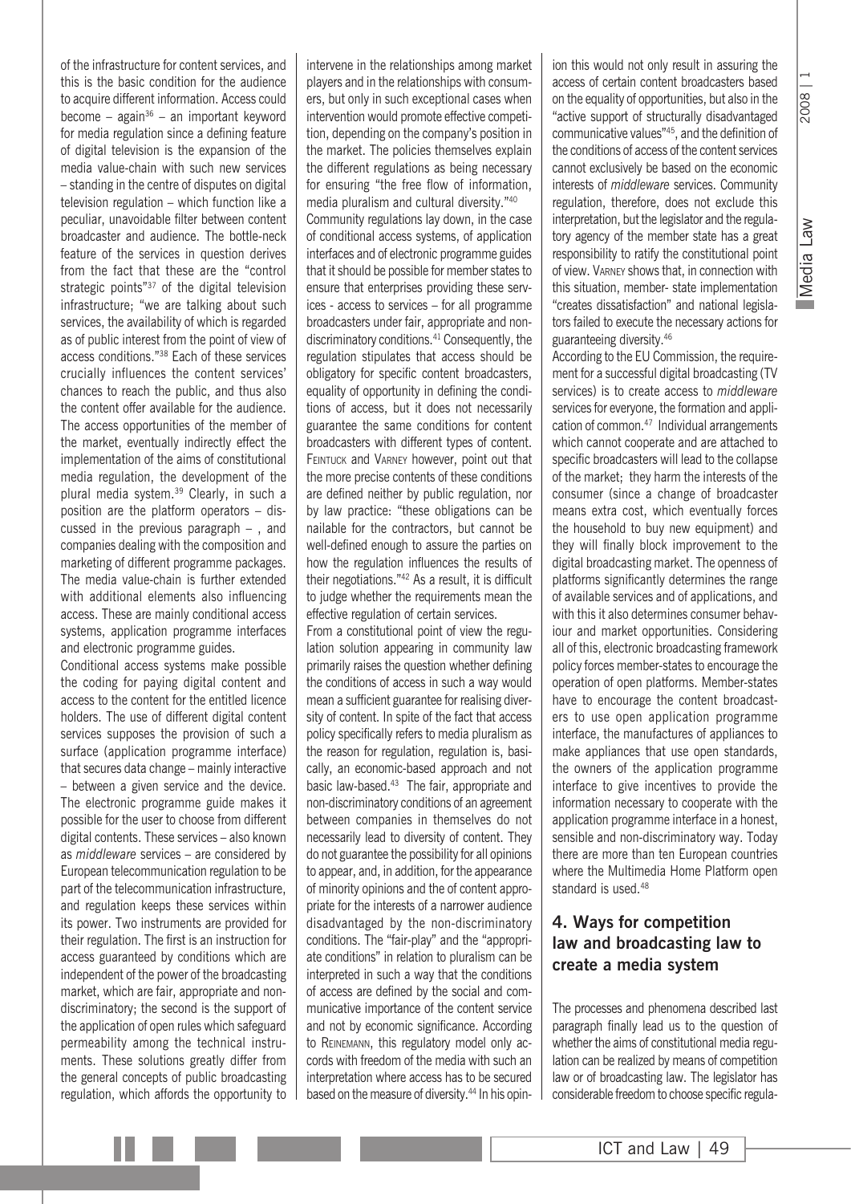of the infrastructure for content services, and this is the basic condition for the audience to acquire different information. Access could become – again[36] – an important keyword for media regulation since a defining feature of digital television is the expansion of the media value-chain with such new services – standing in the centre of disputes on digital television regulation – which function like a peculiar, unavoidable filter between content broadcaster and audience. The bottle-neck feature of the services in question derives from the fact that these are the "control strategic points"[37] of the digital television infrastructure; "we are talking about such services, the availability of which is regarded as of public interest from the point of view of access conditions."[38] Each of these services crucially influences the content services' chances to reach the public, and thus also the content offer available for the audience. The access opportunities of the member of the market, eventually indirectly effect the implementation of the aims of constitutional media regulation, the development of the plural media system.[39] Clearly, in such a position are the platform operators – discussed in the previous paragraph – , and companies dealing with the composition and marketing of different programme packages. The media value-chain is further extended with additional elements also influencing access. These are mainly conditional access systems, application programme interfaces and electronic programme guides.

Conditional access systems make possible the coding for paying digital content and access to the content for the entitled licence holders. The use of different digital content services supposes the provision of such a surface (application programme interface) that secures data change – mainly interactive – between a given service and the device. The electronic programme guide makes it possible for the user to choose from different digital contents. These services – also known as *middleware* services – are considered by European telecommunication regulation to be part of the telecommunication infrastructure, and regulation keeps these services within its power. Two instruments are provided for their regulation. The first is an instruction for access guaranteed by conditions which are independent of the power of the broadcasting market, which are fair, appropriate and non-discriminatory; the second is the support of the application of open rules which safeguard permeability among the technical instruments. These solutions greatly differ from the general concepts of public broadcasting regulation, which affords the opportunity to intervene in the relationships among market players and in the relationships with consumers, but only in such exceptional cases when intervention would promote effective competition, depending on the company's position in the market. The policies themselves explain the different regulations as being necessary for ensuring "the free flow of information, media pluralism and cultural diversity."[40]

Community regulations lay down, in the case of conditional access systems, of application interfaces and of electronic programme guides that it should be possible for member states to ensure that enterprises providing these services - access to services – for all programme broadcasters under fair, appropriate and non-discriminatory conditions.[41] Consequently, the regulation stipulates that access should be obligatory for specific content broadcasters, equality of opportunity in defining the conditions of access, but it does not necessarily guarantee the same conditions for content broadcasters with different types of content. Feintuck and Varney however, point out that the more precise contents of these conditions are defined neither by public regulation, nor by law practice: "these obligations can be nailable for the contractors, but cannot be well-defined enough to assure the parties on how the regulation influences the results of their negotiations."[42] As a result, it is difficult to judge whether the requirements mean the effective regulation of certain services.

From a constitutional point of view the regulation solution appearing in community law primarily raises the question whether defining the conditions of access in such a way would mean a sufficient guarantee for realising diversity of content. In spite of the fact that access policy specifically refers to media pluralism as the reason for regulation, regulation is, basically, an economic-based approach and not basic law-based.[43] The fair, appropriate and non-discriminatory conditions of an agreement between companies in themselves do not necessarily lead to diversity of content. They do not guarantee the possibility for all opinions to appear, and, in addition, for the appearance of minority opinions and the of content appropriate for the interests of a narrower audience disadvantaged by the non-discriminatory conditions. The "fair-play" and the "appropriate conditions" in relation to pluralism can be interpreted in such a way that the conditions of access are defined by the social and communicative importance of the content service and not by economic significance. According to Reinemann, this regulatory model only accords with freedom of the media with such an interpretation where access has to be secured based on the measure of diversity.[44] In his opinion this would not only result in assuring the access of certain content broadcasters based on the equality of opportunities, but also in the "active support of structurally disadvantaged communicative values"[45], and the definition of the conditions of access of the content services cannot exclusively be based on the economic interests of *middleware* services. Community regulation, therefore, does not exclude this interpretation, but the legislator and the regulatory agency of the member state has a great responsibility to ratify the constitutional point of view. Varney shows that, in connection with this situation, member- state implementation "creates dissatisfaction" and national legislators failed to execute the necessary actions for guaranteeing diversity.[46]

According to the EU Commission, the requirement for a successful digital broadcasting (TV services) is to create access to *middleware* services for everyone, the formation and application of common.[47] Individual arrangements which cannot cooperate and are attached to specific broadcasters will lead to the collapse of the market; they harm the interests of the consumer (since a change of broadcaster means extra cost, which eventually forces the household to buy new equipment) and they will finally block improvement to the digital broadcasting market. The openness of platforms significantly determines the range of available services and of applications, and with this it also determines consumer behaviour and market opportunities. Considering all of this, electronic broadcasting framework policy forces member-states to encourage the operation of open platforms. Member-states have to encourage the content broadcasters to use open application programme interface, the manufactures of appliances to make appliances that use open standards, the owners of the application programme interface to give incentives to provide the information necessary to cooperate with the application programme interface in a honest, sensible and non-discriminatory way. Today there are more than ten European countries where the Multimedia Home Platform open standard is used.[48]

## 4. Ways for competition law and broadcasting law to create a media system

The processes and phenomena described last paragraph finally lead us to the question of whether the aims of constitutional media regulation can be realized by means of competition law or of broadcasting law. The legislator has considerable freedom to choose specific regula-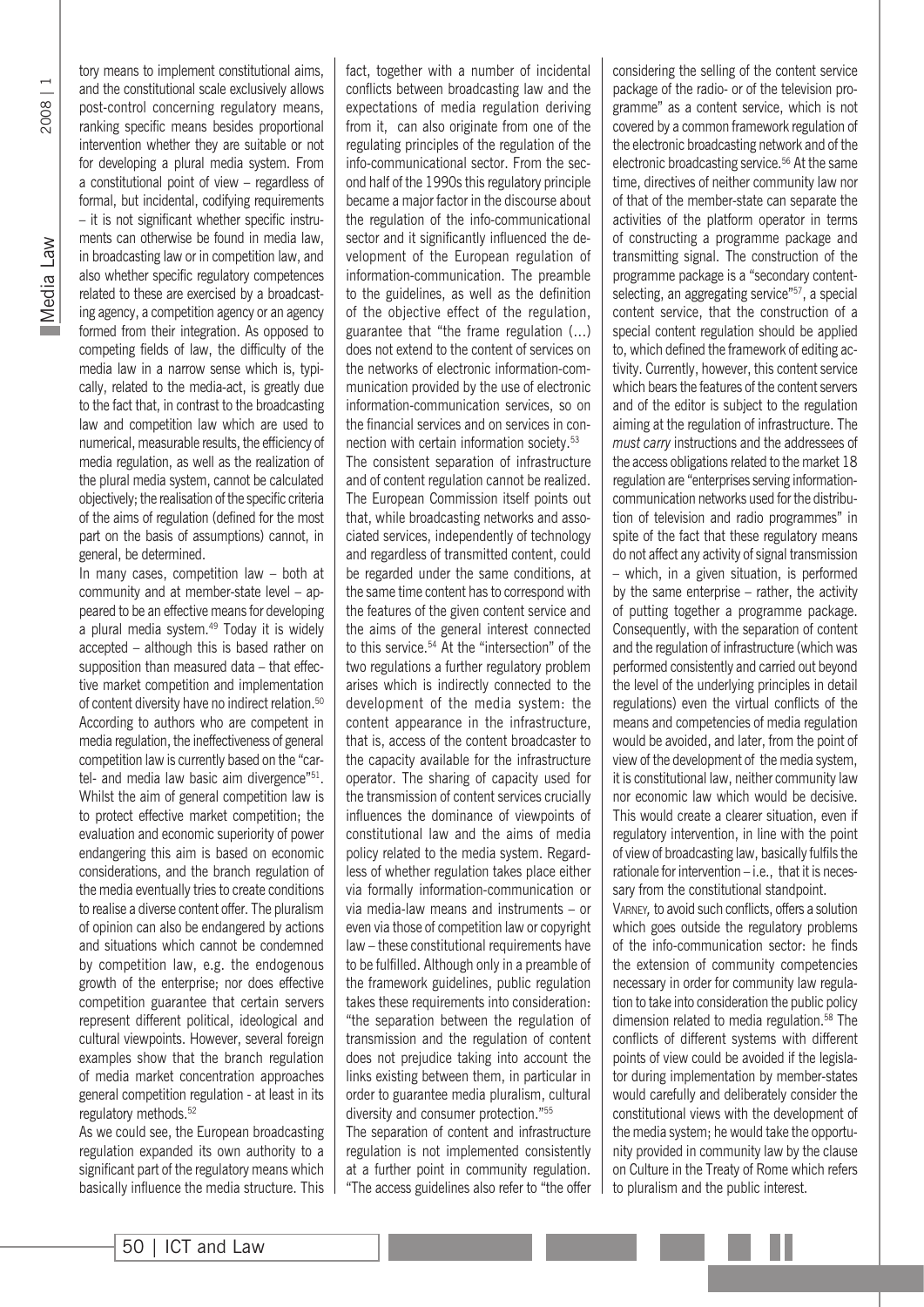tory means to implement constitutional aims, and the constitutional scale exclusively allows post-control concerning regulatory means, ranking specific means besides proportional intervention whether they are suitable or not for developing a plural media system. From a constitutional point of view – regardless of formal, but incidental, codifying requirements – it is not significant whether specific instruments can otherwise be found in media law, in broadcasting law or in competition law, and also whether specific regulatory competences related to these are exercised by a broadcasting agency, a competition agency or an agency formed from their integration. As opposed to competing fields of law, the difficulty of the media law in a narrow sense which is, typically, related to the media-act, is greatly due to the fact that, in contrast to the broadcasting law and competition law which are used to numerical, measurable results, the efficiency of media regulation, as well as the realization of the plural media system, cannot be calculated objectively; the realisation of the specific criteria of the aims of regulation (defined for the most part on the basis of assumptions) cannot, in general, be determined.

In many cases, competition law – both at community and at member-state level – appeared to be an effective means for developing a plural media system.[49] Today it is widely accepted – although this is based rather on supposition than measured data – that effective market competition and implementation of content diversity have no indirect relation.[50] According to authors who are competent in media regulation, the ineffectiveness of general competition law is currently based on the "cartel- and media law basic aim divergence"[51]. Whilst the aim of general competition law is to protect effective market competition; the evaluation and economic superiority of power endangering this aim is based on economic considerations, and the branch regulation of the media eventually tries to create conditions to realise a diverse content offer. The pluralism of opinion can also be endangered by actions and situations which cannot be condemned by competition law, e.g. the endogenous growth of the enterprise; nor does effective competition guarantee that certain servers represent different political, ideological and cultural viewpoints. However, several foreign examples show that the branch regulation of media market concentration approaches general competition regulation - at least in its regulatory methods.[52]

As we could see, the European broadcasting regulation expanded its own authority to a significant part of the regulatory means which basically influence the media structure. This fact, together with a number of incidental conflicts between broadcasting law and the expectations of media regulation deriving from it, can also originate from one of the regulating principles of the regulation of the info-communicational sector. From the second half of the 1990s this regulatory principle became a major factor in the discourse about the regulation of the info-communicational sector and it significantly influenced the development of the European regulation of information-communication. The preamble to the guidelines, as well as the definition of the objective effect of the regulation, guarantee that "the frame regulation (...) does not extend to the content of services on the networks of electronic information-communication provided by the use of electronic information-communication services, so on the financial services and on services in connection with certain information society.[53]

The consistent separation of infrastructure and of content regulation cannot be realized. The European Commission itself points out that, while broadcasting networks and associated services, independently of technology and regardless of transmitted content, could be regarded under the same conditions, at the same time content has to correspond with the features of the given content service and the aims of the general interest connected to this service.[54] At the "intersection" of the two regulations a further regulatory problem arises which is indirectly connected to the development of the media system: the content appearance in the infrastructure, that is, access of the content broadcaster to the capacity available for the infrastructure operator. The sharing of capacity used for the transmission of content services crucially influences the dominance of viewpoints of constitutional law and the aims of media policy related to the media system. Regardless of whether regulation takes place either via formally information-communication or via media-law means and instruments – or even via those of competition law or copyright law – these constitutional requirements have to be fulfilled. Although only in a preamble of the framework guidelines, public regulation takes these requirements into consideration: "the separation between the regulation of transmission and the regulation of content does not prejudice taking into account the links existing between them, in particular in order to guarantee media pluralism, cultural diversity and consumer protection."[55]

The separation of content and infrastructure regulation is not implemented consistently at a further point in community regulation. "The access guidelines also refer to "the offer considering the selling of the content service package of the radio- or of the television programme" as a content service, which is not covered by a common framework regulation of the electronic broadcasting network and of the electronic broadcasting service.[56] At the same time, directives of neither community law nor of that of the member-state can separate the activities of the platform operator in terms of constructing a programme package and transmitting signal. The construction of the programme package is a "secondary content-selecting, an aggregating service"[57], a special content service, that the construction of a special content regulation should be applied to, which defined the framework of editing activity. Currently, however, this content service which bears the features of the content servers and of the editor is subject to the regulation aiming at the regulation of infrastructure. The *must carry* instructions and the addressees of the access obligations related to the market 18 regulation are "enterprises serving information-communication networks used for the distribution of television and radio programmes" in spite of the fact that these regulatory means do not affect any activity of signal transmission – which, in a given situation, is performed by the same enterprise – rather, the activity of putting together a programme package. Consequently, with the separation of content and the regulation of infrastructure (which was performed consistently and carried out beyond the level of the underlying principles in detail regulations) even the virtual conflicts of the means and competencies of media regulation would be avoided, and later, from the point of view of the development of the media system, it is constitutional law, neither community law nor economic law which would be decisive. This would create a clearer situation, even if regulatory intervention, in line with the point of view of broadcasting law, basically fulfils the rationale for intervention – i.e., that it is necessary from the constitutional standpoint.

Varney, to avoid such conflicts, offers a solution which goes outside the regulatory problems of the info-communication sector: he finds the extension of community competencies necessary in order for community law regulation to take into consideration the public policy dimension related to media regulation.[58] The conflicts of different systems with different points of view could be avoided if the legislator during implementation by member-states would carefully and deliberately consider the constitutional views with the development of the media system; he would take the opportunity provided in community law by the clause on Culture in the Treaty of Rome which refers to pluralism and the public interest.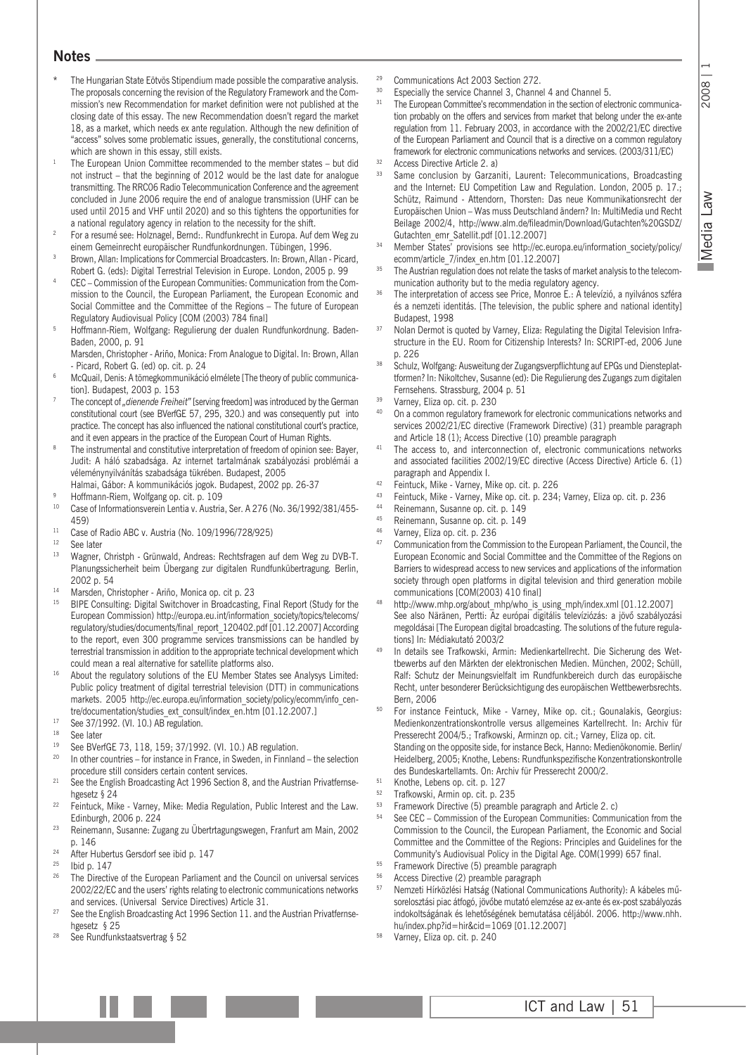## Notes

\* The Hungarian State Eötvös Stipendium made possible the comparative analysis. The proposals concerning the revision of the Regulatory Framework and the Commission's new Recommendation for market definition were not published at the closing date of this essay. The new Recommendation doesn't regard the market 18, as a market, which needs ex ante regulation. Although the new definition of "access" solves some problematic issues, generally, the constitutional concerns, which are shown in this essay, still exists.

1. The European Union Committee recommended to the member states – but did not instruct – that the beginning of 2012 would be the last date for analogue transmitting. The RRC06 Radio Telecommunication Conference and the agreement concluded in June 2006 require the end of analogue transmission (UHF can be used until 2015 and VHF until 2020) and so this tightens the opportunities for a national regulatory agency in relation to the necessity for the shift.
2. For a resumé see: Holznagel, Bernd:. Rundfunkrecht in Europa. Auf dem Weg zu einem Gemeinrecht europäischer Rundfunkordnungen. Tübingen, 1996.
3. Brown, Allan: Implications for Commercial Broadcasters. In: Brown, Allan - Picard, Robert G. (eds): Digital Terrestrial Television in Europe. London, 2005 p. 99
4. CEC – Commission of the European Communities: Communication from the Commission to the Council, the European Parliament, the European Economic and Social Committee and the Committee of the Regions – The future of European Regulatory Audiovisual Policy [COM (2003) 784 final]
5. Hoffmann-Riem, Wolfgang: Regulierung der dualen Rundfunkordnung. Baden-Baden, 2000, p. 91
   Marsden, Christopher - Ariño, Monica: From Analogue to Digital. In: Brown, Allan - Picard, Robert G. (ed) op. cit. p. 24
6. McQuail, Denis: A tömegkommunikáció elmélete [The theory of public communication]. Budapest, 2003 p. 153
7. The concept of *„dienende Freiheit"* [serving freedom] was introduced by the German constitutional court (see BVerfGE 57, 295, 320.) and was consequently put into practice. The concept has also influenced the national constitutional court's practice, and it even appears in the practice of the European Court of Human Rights.
8. The instrumental and constitutive interpretation of freedom of opinion see: Bayer, Judit: A háló szabadsága. Az internet tartalmának szabályozási problémái a véleménynyilvánítás szabadsága tükrében. Budapest, 2005
   Halmai, Gábor: A kommunikációs jogok. Budapest, 2002 pp. 26-37
9. Hoffmann-Riem, Wolfgang op. cit. p. 109
10. Case of Informationsverein Lentia v. Austria, Ser. A 276 (No. 36/1992/381/455-459)
11. Case of Radio ABC v. Austria (No. 109/1996/728/925)
12. See later
13. Wagner, Christph - Grünwald, Andreas: Rechtsfragen auf dem Weg zu DVB-T. Planungssicherheit beim Übergang zur digitalen Rundfunkübertragung. Berlin, 2002 p. 54
14. Marsden, Christopher - Ariño, Monica op. cit p. 23
15. BIPE Consulting: Digital Switchover in Broadcasting, Final Report (Study for the European Commission) http://europa.eu.int/information_society/topics/telecoms/regulatory/studies/documents/final_report_120402.pdf [01.12.2007] According to the report, even 300 programme services transmissions can be handled by terrestrial transmission in addition to the appropriate technical development which could mean a real alternative for satellite platforms also.
16. About the regulatory solutions of the EU Member States see Analysys Limited: Public policy treatment of digital terrestrial television (DTT) in communications markets. 2005 http://ec.europa.eu/information_society/policy/ecomm/info_centre/documentation/studies_ext_consult/index_en.htm [01.12.2007.]
17. See 37/1992. (VI. 10.) AB regulation.
18. See later
19. See BVerfGE 73, 118, 159; 37/1992. (VI. 10.) AB regulation.
20. In other countries – for instance in France, in Sweden, in Finnland – the selection procedure still considers certain content services.
21. See the English Broadcasting Act 1996 Section 8, and the Austrian Privatfernsehgesetz § 24
22. Feintuck, Mike - Varney, Mike: Media Regulation, Public Interest and the Law. Edinburgh, 2006 p. 224
23. Reinemann, Susanne: Zugang zu Übertrtagungswegen, Franfurt am Main, 2002 p. 146
24. After Hubertus Gersdorf see ibid p. 147
25. Ibid p. 147
26. The Directive of the European Parliament and the Council on universal services 2002/22/EC and the users' rights relating to electronic communications networks and services. (Universal Service Directives) Article 31.
27. See the English Broadcasting Act 1996 Section 11. and the Austrian Privatfernsehgesetz § 25
28. See Rundfunkstaatsvertrag § 52
29. Communications Act 2003 Section 272.
30. Especially the service Channel 3, Channel 4 and Channel 5.
31. The European Committee's recommendation in the section of electronic communication probably on the offers and services from market that belong under the ex-ante regulation from 11. February 2003, in accordance with the 2002/21/EC directive of the European Parliament and Council that is a directive on a common regulatory framework for electronic communications networks and services. (2003/311/EC)
32. Access Directive Article 2. a)
33. Same conclusion by Garzaniti, Laurent: Telecommunications, Broadcasting and the Internet: EU Competition Law and Regulation. London, 2005 p. 17.; Schütz, Raimund - Attendorn, Thorsten: Das neue Kommunikationsrecht der Europäischen Union – Was muss Deutschland ändern? In: MultiMedia und Recht Beilage 2002/4, http://www.alm.de/fileadmin/Download/Gutachten%20GSDZ/Gutachten_emr_Satellit.pdf [01.12.2007]
34. Member States' provisions see http://ec.europa.eu/information_society/policy/ecomm/article_7/index_en.htm [01.12.2007]
35. The Austrian regulation does not relate the tasks of market analysis to the telecommunication authority but to the media regulatory agency.
36. The interpretation of access see Price, Monroe E.: A televízió, a nyilvános szféra és a nemzeti identitás. [The television, the public sphere and national identity] Budapest, 1998
37. Nolan Dermot is quoted by Varney, Eliza: Regulating the Digital Television Infrastructure in the EU. Room for Citizenship Interests? In: SCRIPT-ed, 2006 June p. 226
38. Schulz, Wolfgang: Ausweitung der Zugangsverpflichtung auf EPGs und Diensteplattformen? In: Nikoltchev, Susanne (ed): Die Regulierung des Zugangs zum digitalen Fernsehens. Strassburg, 2004 p. 51
39. Varney, Eliza op. cit. p. 230
40. On a common regulatory framework for electronic communications networks and services 2002/21/EC directive (Framework Directive) (31) preamble paragraph and Article 18 (1); Access Directive (10) preamble paragraph
41. The access to, and interconnection of, electronic communications networks and associated facilities 2002/19/EC directive (Access Directive) Article 6. (1) paragraph and Appendix I.
42. Feintuck, Mike - Varney, Mike op. cit. p. 226
43. Feintuck, Mike - Varney, Mike op. cit. p. 234; Varney, Eliza op. cit. p. 236
44. Reinemann, Susanne op. cit. p. 149
45. Reinemann, Susanne op. cit. p. 149
46. Varney, Eliza op. cit. p. 236
47. Communication from the Commission to the European Parliament, the Council, the European Economic and Social Committee and the Committee of the Regions on Barriers to widespread access to new services and applications of the information society through open platforms in digital television and third generation mobile communications [COM(2003) 410 final]
48. http://www.mhp.org/about_mhp/who_is_using_mph/index.xml [01.12.2007]
    See also Näränen, Pertti: Az európai digitális televíziózás: a jövő szabályozási megoldásai [The European digital broadcasting. The solutions of the future regulations] In: Médiakutató 2003/2
49. In details see Trafkowski, Armin: Medienkartellrecht. Die Sicherung des Wettbewerbs auf den Märkten der elektronischen Medien. München, 2002; Schüll, Ralf: Schutz der Meinungsvielfalt im Rundfunkbereich durch das europäische Recht, unter besonderer Berücksichtigung des europäischen Wettbewerbsrechts. Bern, 2006
50. For instance Feintuck, Mike - Varney, Mike op. cit.; Gounalakis, Georgius: Medienkonzentrationskontrolle versus allgemeines Kartellrecht. In: Archiv für Presserecht 2004/5.; Trafkowski, Arminzn op. cit.; Varney, Eliza op. cit.
    Standing on the opposite side, for instance Beck, Hanno: Medienökonomie. Berlin/Heidelberg, 2005; Knothe, Lebens: Rundfunkspezifische Konzentrationskontrolle des Bundeskartellamts. On: Archiv für Presserecht 2000/2.
51. Knothe, Lebens op. cit. p. 127
52. Trafkowski, Armin op. cit. p. 235
53. Framework Directive (5) preamble paragraph and Article 2. c)
54. See CEC – Commission of the European Communities: Communication from the Commission to the Council, the European Parliament, the Economic and Social Committee and the Committee of the Regions: Principles and Guidelines for the Community's Audiovisual Policy in the Digital Age. COM(1999) 657 final.
55. Framework Directive (5) preamble paragraph
56. Access Directive (2) preamble paragraph
57. Nemzeti Hírközlési Hatság (National Communications Authority): A kábeles műsorelosztási piac átfogó, jövőbe mutató elemzése az ex-ante és ex-post szabályozás indokoltságának és lehetőségének bemutatása céljából. 2006. http://www.nhh.hu/index.php?id=hir&cid=1069 [01.12.2007]
58. Varney, Eliza op. cit. p. 240